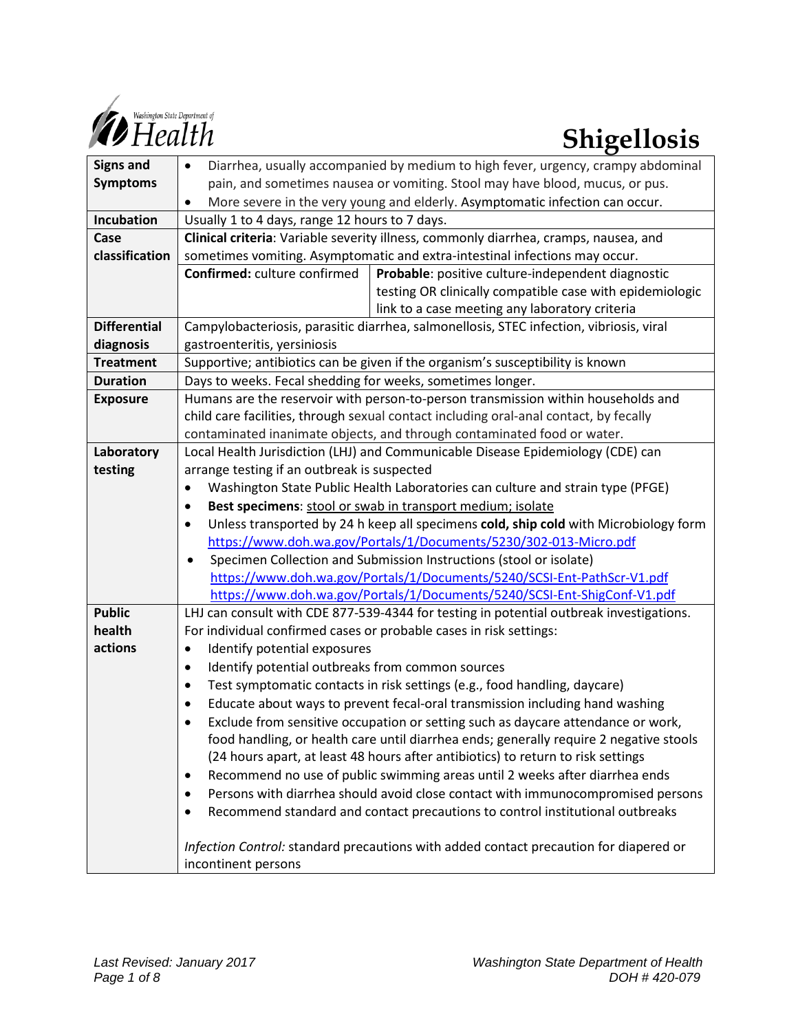Washington State Department of Health

# Shigellosis

| | |
|---|---|
| **Signs and Symptoms** | • Diarrhea, usually accompanied by medium to high fever, urgency, crampy abdominal pain, and sometimes nausea or vomiting. Stool may have blood, mucus, or pus.<br>• More severe in the very young and elderly. Asymptomatic infection can occur. |
| **Incubation** | Usually 1 to 4 days, range 12 hours to 7 days. |
| **Case classification** | **Clinical criteria**: Variable severity illness, commonly diarrhea, cramps, nausea, and sometimes vomiting. Asymptomatic and extra-intestinal infections may occur.<br>**Confirmed:** culture confirmed<br>**Probable**: positive culture-independent diagnostic testing OR clinically compatible case with epidemiologic link to a case meeting any laboratory criteria |
| **Differential diagnosis** | Campylobacteriosis, parasitic diarrhea, salmonellosis, STEC infection, vibriosis, viral gastroenteritis, yersiniosis |
| **Treatment** | Supportive; antibiotics can be given if the organism's susceptibility is known |
| **Duration** | Days to weeks. Fecal shedding for weeks, sometimes longer. |
| **Exposure** | Humans are the reservoir with person-to-person transmission within households and child care facilities, through sexual contact including oral-anal contact, by fecally contaminated inanimate objects, and through contaminated food or water. |
| **Laboratory testing** | Local Health Jurisdiction (LHJ) and Communicable Disease Epidemiology (CDE) can arrange testing if an outbreak is suspected<br>• Washington State Public Health Laboratories can culture and strain type (PFGE)<br>• **Best specimens**: stool or swab in transport medium; isolate<br>• Unless transported by 24 h keep all specimens **cold, ship cold** with Microbiology form https://www.doh.wa.gov/Portals/1/Documents/5230/302-013-Micro.pdf<br>• Specimen Collection and Submission Instructions (stool or isolate) https://www.doh.wa.gov/Portals/1/Documents/5240/SCSI-Ent-PathScr-V1.pdf https://www.doh.wa.gov/Portals/1/Documents/5240/SCSI-Ent-ShigConf-V1.pdf |
| **Public health actions** | LHJ can consult with CDE 877-539-4344 for testing in potential outbreak investigations.<br>For individual confirmed cases or probable cases in risk settings:<br>• Identify potential exposures<br>• Identify potential outbreaks from common sources<br>• Test symptomatic contacts in risk settings (e.g., food handling, daycare)<br>• Educate about ways to prevent fecal-oral transmission including hand washing<br>• Exclude from sensitive occupation or setting such as daycare attendance or work, food handling, or health care until diarrhea ends; generally require 2 negative stools (24 hours apart, at least 48 hours after antibiotics) to return to risk settings<br>• Recommend no use of public swimming areas until 2 weeks after diarrhea ends<br>• Persons with diarrhea should avoid close contact with immunocompromised persons<br>• Recommend standard and contact precautions to control institutional outbreaks<br><br>*Infection Control:* standard precautions with added contact precaution for diapered or incontinent persons |

*Last Revised: January 2017*

*Washington State Department of Health*
*DOH # 420-079*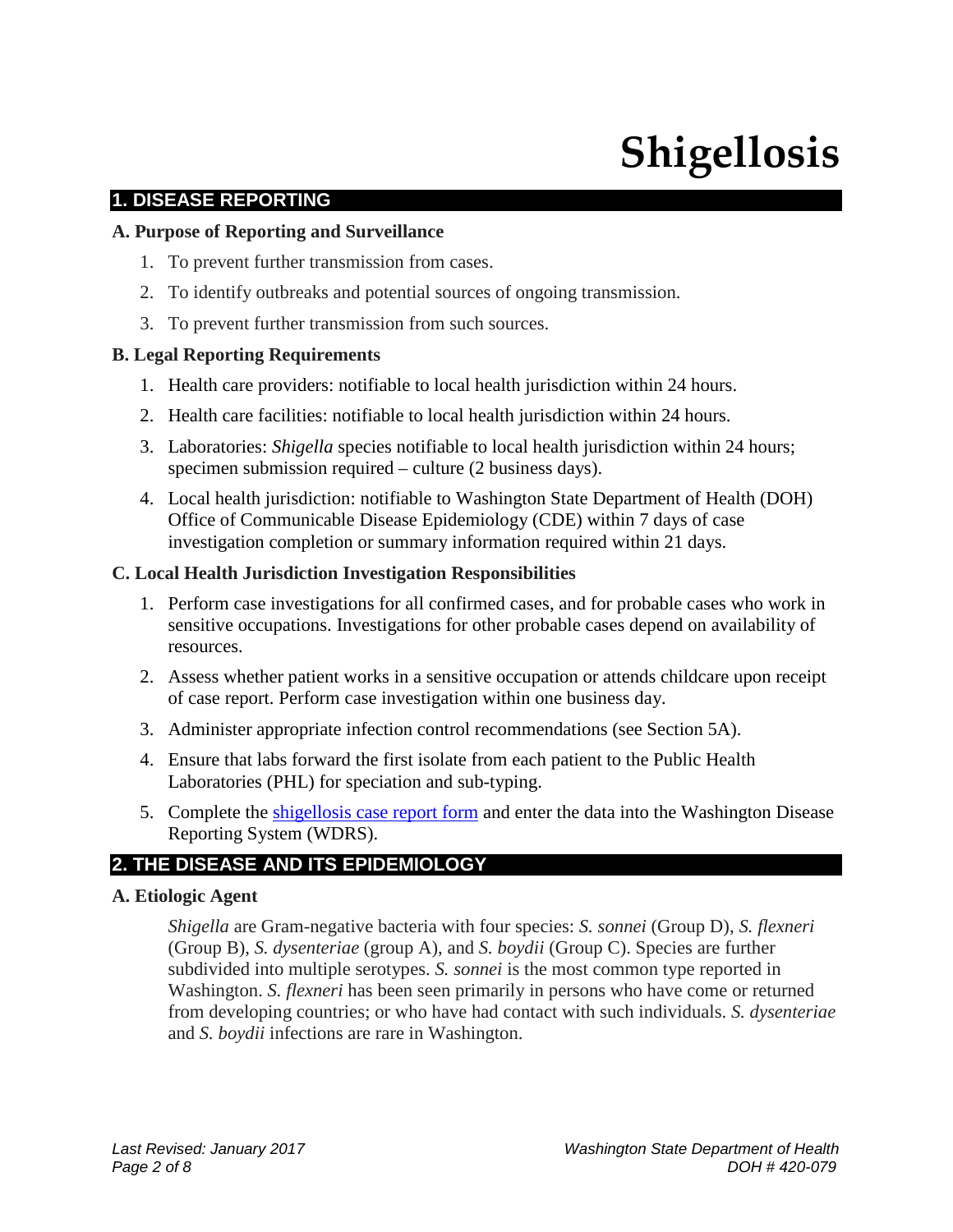# Shigellosis

## 1. DISEASE REPORTING

### A. Purpose of Reporting and Surveillance

1. To prevent further transmission from cases.
2. To identify outbreaks and potential sources of ongoing transmission.
3. To prevent further transmission from such sources.

### B. Legal Reporting Requirements

1. Health care providers: notifiable to local health jurisdiction within 24 hours.
2. Health care facilities: notifiable to local health jurisdiction within 24 hours.
3. Laboratories: *Shigella* species notifiable to local health jurisdiction within 24 hours; specimen submission required – culture (2 business days).
4. Local health jurisdiction: notifiable to Washington State Department of Health (DOH) Office of Communicable Disease Epidemiology (CDE) within 7 days of case investigation completion or summary information required within 21 days.

### C. Local Health Jurisdiction Investigation Responsibilities

1. Perform case investigations for all confirmed cases, and for probable cases who work in sensitive occupations. Investigations for other probable cases depend on availability of resources.
2. Assess whether patient works in a sensitive occupation or attends childcare upon receipt of case report. Perform case investigation within one business day.
3. Administer appropriate infection control recommendations (see Section 5A).
4. Ensure that labs forward the first isolate from each patient to the Public Health Laboratories (PHL) for speciation and sub-typing.
5. Complete the shigellosis case report form and enter the data into the Washington Disease Reporting System (WDRS).

## 2. THE DISEASE AND ITS EPIDEMIOLOGY

### A. Etiologic Agent

*Shigella* are Gram-negative bacteria with four species: *S. sonnei* (Group D), *S. flexneri* (Group B), *S. dysenteriae* (group A), and *S. boydii* (Group C). Species are further subdivided into multiple serotypes. *S. sonnei* is the most common type reported in Washington. *S. flexneri* has been seen primarily in persons who have come or returned from developing countries; or who have had contact with such individuals. *S. dysenteriae* and *S. boydii* infections are rare in Washington.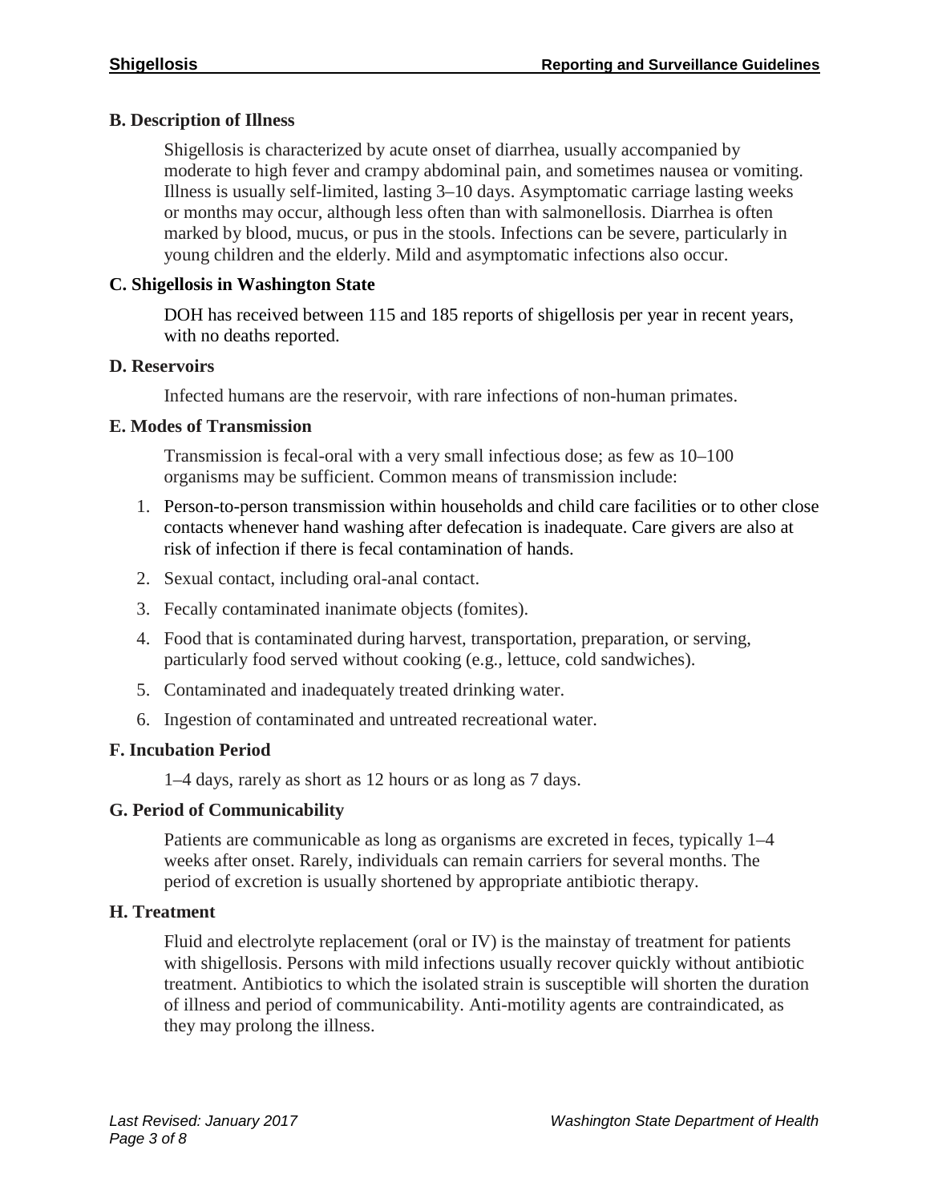### B. Description of Illness

Shigellosis is characterized by acute onset of diarrhea, usually accompanied by moderate to high fever and crampy abdominal pain, and sometimes nausea or vomiting. Illness is usually self-limited, lasting 3–10 days. Asymptomatic carriage lasting weeks or months may occur, although less often than with salmonellosis. Diarrhea is often marked by blood, mucus, or pus in the stools. Infections can be severe, particularly in young children and the elderly. Mild and asymptomatic infections also occur.

### C. Shigellosis in Washington State

DOH has received between 115 and 185 reports of shigellosis per year in recent years, with no deaths reported.

### D. Reservoirs

Infected humans are the reservoir, with rare infections of non-human primates.

### E. Modes of Transmission

Transmission is fecal-oral with a very small infectious dose; as few as 10–100 organisms may be sufficient. Common means of transmission include:

1. Person-to-person transmission within households and child care facilities or to other close contacts whenever hand washing after defecation is inadequate. Care givers are also at risk of infection if there is fecal contamination of hands.
2. Sexual contact, including oral-anal contact.
3. Fecally contaminated inanimate objects (fomites).
4. Food that is contaminated during harvest, transportation, preparation, or serving, particularly food served without cooking (e.g., lettuce, cold sandwiches).
5. Contaminated and inadequately treated drinking water.
6. Ingestion of contaminated and untreated recreational water.

### F. Incubation Period

1–4 days, rarely as short as 12 hours or as long as 7 days.

### G. Period of Communicability

Patients are communicable as long as organisms are excreted in feces, typically 1–4 weeks after onset. Rarely, individuals can remain carriers for several months. The period of excretion is usually shortened by appropriate antibiotic therapy.

### H. Treatment

Fluid and electrolyte replacement (oral or IV) is the mainstay of treatment for patients with shigellosis. Persons with mild infections usually recover quickly without antibiotic treatment. Antibiotics to which the isolated strain is susceptible will shorten the duration of illness and period of communicability. Anti-motility agents are contraindicated, as they may prolong the illness.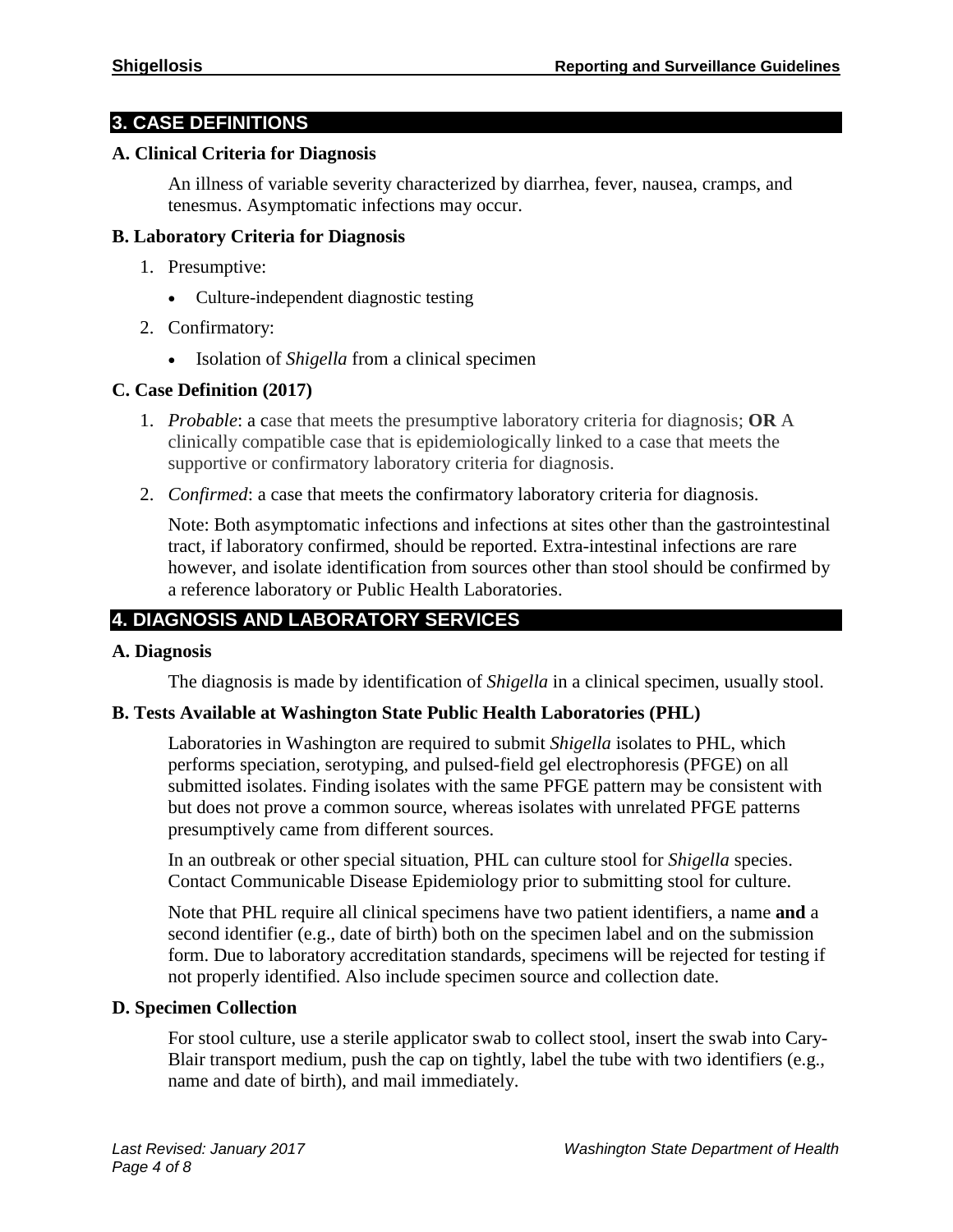## 3. CASE DEFINITIONS

### A. Clinical Criteria for Diagnosis

An illness of variable severity characterized by diarrhea, fever, nausea, cramps, and tenesmus. Asymptomatic infections may occur.

### B. Laboratory Criteria for Diagnosis

1. Presumptive:
   - Culture-independent diagnostic testing
2. Confirmatory:
   - Isolation of *Shigella* from a clinical specimen

### C. Case Definition (2017)

1. *Probable*: a case that meets the presumptive laboratory criteria for diagnosis; **OR** A clinically compatible case that is epidemiologically linked to a case that meets the supportive or confirmatory laboratory criteria for diagnosis.
2. *Confirmed*: a case that meets the confirmatory laboratory criteria for diagnosis.

   Note: Both asymptomatic infections and infections at sites other than the gastrointestinal tract, if laboratory confirmed, should be reported. Extra-intestinal infections are rare however, and isolate identification from sources other than stool should be confirmed by a reference laboratory or Public Health Laboratories.

## 4. DIAGNOSIS AND LABORATORY SERVICES

### A. Diagnosis

The diagnosis is made by identification of *Shigella* in a clinical specimen, usually stool.

### B. Tests Available at Washington State Public Health Laboratories (PHL)

Laboratories in Washington are required to submit *Shigella* isolates to PHL, which performs speciation, serotyping, and pulsed-field gel electrophoresis (PFGE) on all submitted isolates. Finding isolates with the same PFGE pattern may be consistent with but does not prove a common source, whereas isolates with unrelated PFGE patterns presumptively came from different sources.

In an outbreak or other special situation, PHL can culture stool for *Shigella* species. Contact Communicable Disease Epidemiology prior to submitting stool for culture.

Note that PHL require all clinical specimens have two patient identifiers, a name **and** a second identifier (e.g., date of birth) both on the specimen label and on the submission form. Due to laboratory accreditation standards, specimens will be rejected for testing if not properly identified. Also include specimen source and collection date.

### D. Specimen Collection

For stool culture, use a sterile applicator swab to collect stool, insert the swab into Cary-Blair transport medium, push the cap on tightly, label the tube with two identifiers (e.g., name and date of birth), and mail immediately.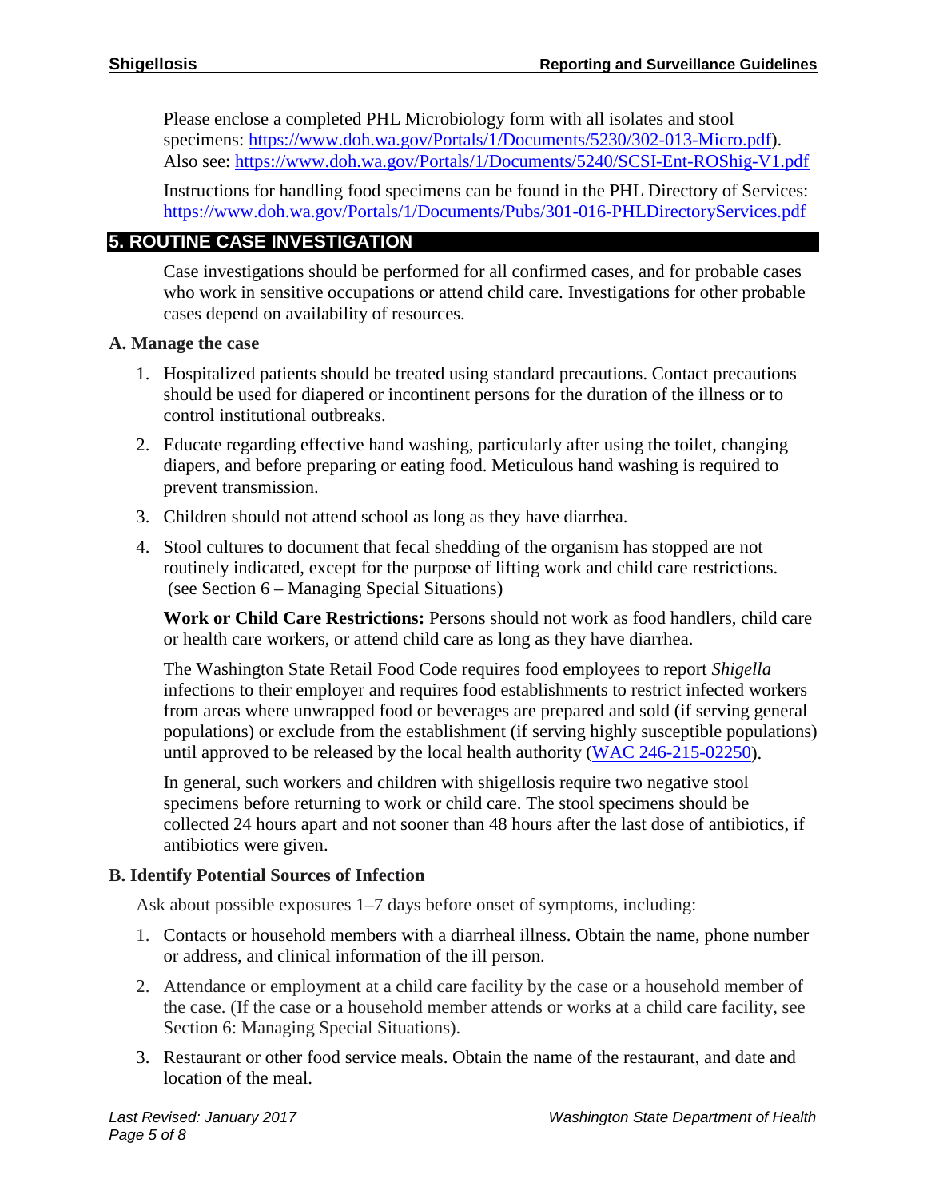Please enclose a completed PHL Microbiology form with all isolates and stool specimens: https://www.doh.wa.gov/Portals/1/Documents/5230/302-013-Micro.pdf). Also see: https://www.doh.wa.gov/Portals/1/Documents/5240/SCSI-Ent-ROShig-V1.pdf

Instructions for handling food specimens can be found in the PHL Directory of Services: https://www.doh.wa.gov/Portals/1/Documents/Pubs/301-016-PHLDirectoryServices.pdf

## 5. ROUTINE CASE INVESTIGATION

Case investigations should be performed for all confirmed cases, and for probable cases who work in sensitive occupations or attend child care. Investigations for other probable cases depend on availability of resources.

### A. Manage the case

1. Hospitalized patients should be treated using standard precautions. Contact precautions should be used for diapered or incontinent persons for the duration of the illness or to control institutional outbreaks.
2. Educate regarding effective hand washing, particularly after using the toilet, changing diapers, and before preparing or eating food. Meticulous hand washing is required to prevent transmission.
3. Children should not attend school as long as they have diarrhea.
4. Stool cultures to document that fecal shedding of the organism has stopped are not routinely indicated, except for the purpose of lifting work and child care restrictions. (see Section 6 – Managing Special Situations)

   **Work or Child Care Restrictions:** Persons should not work as food handlers, child care or health care workers, or attend child care as long as they have diarrhea.

   The Washington State Retail Food Code requires food employees to report *Shigella* infections to their employer and requires food establishments to restrict infected workers from areas where unwrapped food or beverages are prepared and sold (if serving general populations) or exclude from the establishment (if serving highly susceptible populations) until approved to be released by the local health authority (WAC 246-215-02250).

   In general, such workers and children with shigellosis require two negative stool specimens before returning to work or child care. The stool specimens should be collected 24 hours apart and not sooner than 48 hours after the last dose of antibiotics, if antibiotics were given.

### B. Identify Potential Sources of Infection

Ask about possible exposures 1–7 days before onset of symptoms, including:

1. Contacts or household members with a diarrheal illness. Obtain the name, phone number or address, and clinical information of the ill person.
2. Attendance or employment at a child care facility by the case or a household member of the case. (If the case or a household member attends or works at a child care facility, see Section 6: Managing Special Situations).
3. Restaurant or other food service meals. Obtain the name of the restaurant, and date and location of the meal.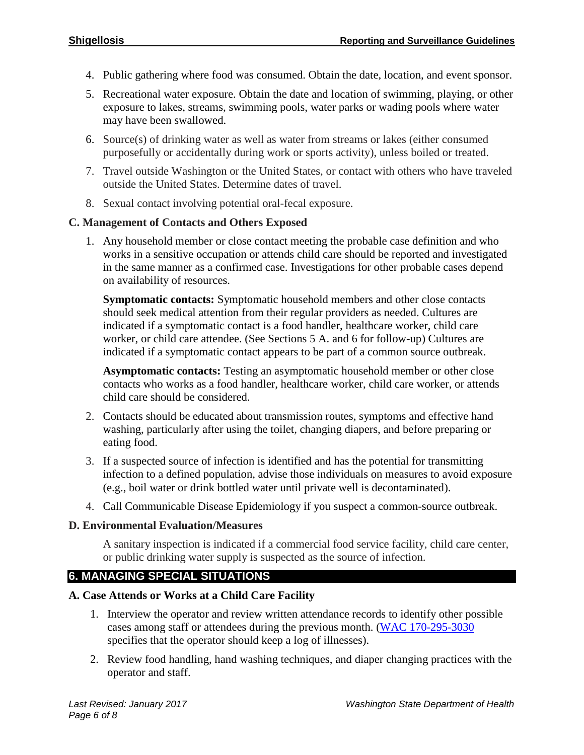4. Public gathering where food was consumed. Obtain the date, location, and event sponsor.
5. Recreational water exposure. Obtain the date and location of swimming, playing, or other exposure to lakes, streams, swimming pools, water parks or wading pools where water may have been swallowed.
6. Source(s) of drinking water as well as water from streams or lakes (either consumed purposefully or accidentally during work or sports activity), unless boiled or treated.
7. Travel outside Washington or the United States, or contact with others who have traveled outside the United States. Determine dates of travel.
8. Sexual contact involving potential oral-fecal exposure.

### C. Management of Contacts and Others Exposed

1. Any household member or close contact meeting the probable case definition and who works in a sensitive occupation or attends child care should be reported and investigated in the same manner as a confirmed case. Investigations for other probable cases depend on availability of resources.

   **Symptomatic contacts:** Symptomatic household members and other close contacts should seek medical attention from their regular providers as needed. Cultures are indicated if a symptomatic contact is a food handler, healthcare worker, child care worker, or child care attendee. (See Sections 5 A. and 6 for follow-up) Cultures are indicated if a symptomatic contact appears to be part of a common source outbreak.

   **Asymptomatic contacts:** Testing an asymptomatic household member or other close contacts who works as a food handler, healthcare worker, child care worker, or attends child care should be considered.

2. Contacts should be educated about transmission routes, symptoms and effective hand washing, particularly after using the toilet, changing diapers, and before preparing or eating food.
3. If a suspected source of infection is identified and has the potential for transmitting infection to a defined population, advise those individuals on measures to avoid exposure (e.g., boil water or drink bottled water until private well is decontaminated).
4. Call Communicable Disease Epidemiology if you suspect a common-source outbreak.

### D. Environmental Evaluation/Measures

A sanitary inspection is indicated if a commercial food service facility, child care center, or public drinking water supply is suspected as the source of infection.

## 6. MANAGING SPECIAL SITUATIONS

### A. Case Attends or Works at a Child Care Facility

1. Interview the operator and review written attendance records to identify other possible cases among staff or attendees during the previous month. (WAC 170-295-3030 specifies that the operator should keep a log of illnesses).
2. Review food handling, hand washing techniques, and diaper changing practices with the operator and staff.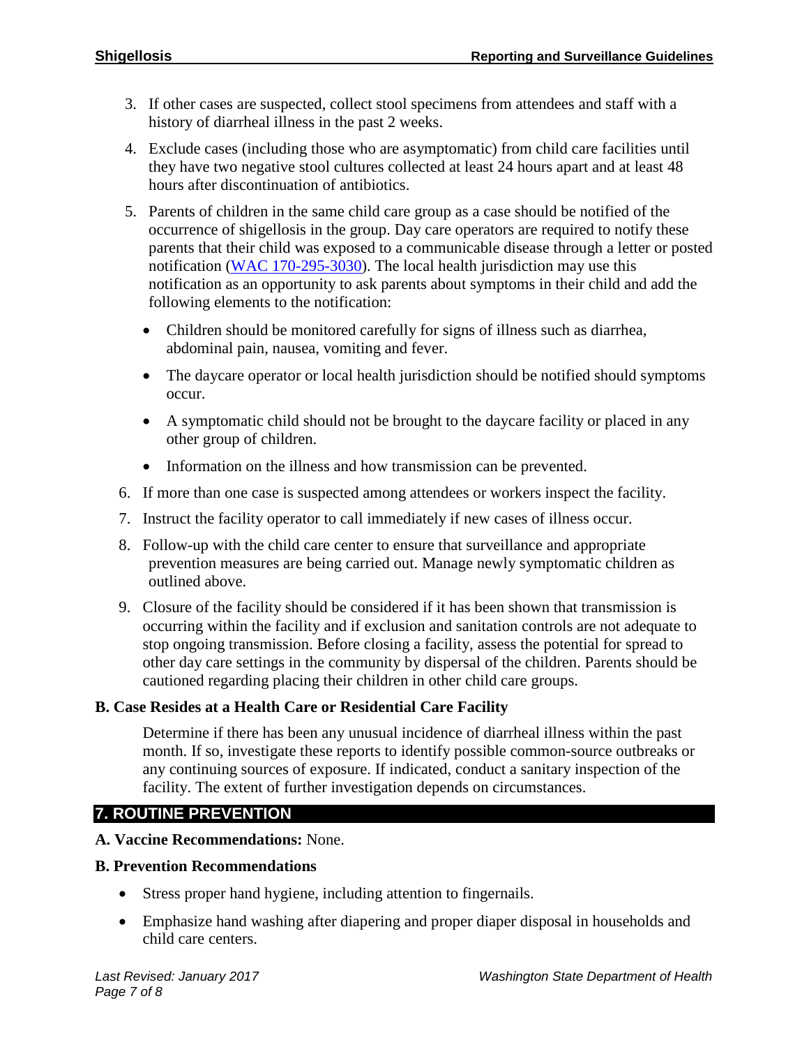3. If other cases are suspected, collect stool specimens from attendees and staff with a history of diarrheal illness in the past 2 weeks.
4. Exclude cases (including those who are asymptomatic) from child care facilities until they have two negative stool cultures collected at least 24 hours apart and at least 48 hours after discontinuation of antibiotics.
5. Parents of children in the same child care group as a case should be notified of the occurrence of shigellosis in the group. Day care operators are required to notify these parents that their child was exposed to a communicable disease through a letter or posted notification (WAC 170-295-3030). The local health jurisdiction may use this notification as an opportunity to ask parents about symptoms in their child and add the following elements to the notification:
   - Children should be monitored carefully for signs of illness such as diarrhea, abdominal pain, nausea, vomiting and fever.
   - The daycare operator or local health jurisdiction should be notified should symptoms occur.
   - A symptomatic child should not be brought to the daycare facility or placed in any other group of children.
   - Information on the illness and how transmission can be prevented.
6. If more than one case is suspected among attendees or workers inspect the facility.
7. Instruct the facility operator to call immediately if new cases of illness occur.
8. Follow-up with the child care center to ensure that surveillance and appropriate prevention measures are being carried out. Manage newly symptomatic children as outlined above.
9. Closure of the facility should be considered if it has been shown that transmission is occurring within the facility and if exclusion and sanitation controls are not adequate to stop ongoing transmission. Before closing a facility, assess the potential for spread to other day care settings in the community by dispersal of the children. Parents should be cautioned regarding placing their children in other child care groups.

### B. Case Resides at a Health Care or Residential Care Facility

Determine if there has been any unusual incidence of diarrheal illness within the past month. If so, investigate these reports to identify possible common-source outbreaks or any continuing sources of exposure. If indicated, conduct a sanitary inspection of the facility. The extent of further investigation depends on circumstances.

## 7. ROUTINE PREVENTION

**A. Vaccine Recommendations:** None.

### B. Prevention Recommendations

- Stress proper hand hygiene, including attention to fingernails.
- Emphasize hand washing after diapering and proper diaper disposal in households and child care centers.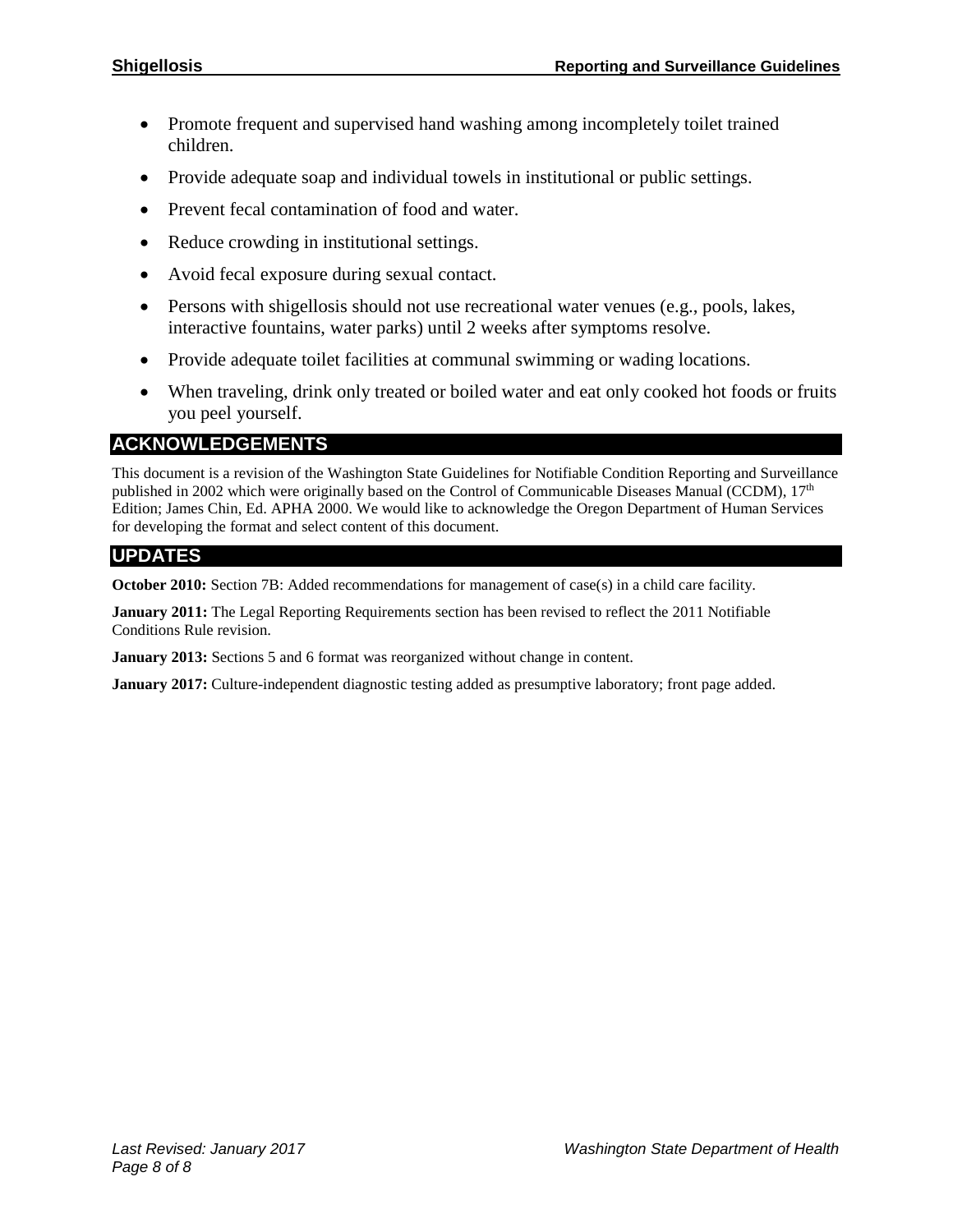- Promote frequent and supervised hand washing among incompletely toilet trained children.
- Provide adequate soap and individual towels in institutional or public settings.
- Prevent fecal contamination of food and water.
- Reduce crowding in institutional settings.
- Avoid fecal exposure during sexual contact.
- Persons with shigellosis should not use recreational water venues (e.g., pools, lakes, interactive fountains, water parks) until 2 weeks after symptoms resolve.
- Provide adequate toilet facilities at communal swimming or wading locations.
- When traveling, drink only treated or boiled water and eat only cooked hot foods or fruits you peel yourself.

## ACKNOWLEDGEMENTS

This document is a revision of the Washington State Guidelines for Notifiable Condition Reporting and Surveillance published in 2002 which were originally based on the Control of Communicable Diseases Manual (CCDM), 17th Edition; James Chin, Ed. APHA 2000. We would like to acknowledge the Oregon Department of Human Services for developing the format and select content of this document.

## UPDATES

**October 2010:** Section 7B: Added recommendations for management of case(s) in a child care facility.

**January 2011:** The Legal Reporting Requirements section has been revised to reflect the 2011 Notifiable Conditions Rule revision.

**January 2013:** Sections 5 and 6 format was reorganized without change in content.

**January 2017:** Culture-independent diagnostic testing added as presumptive laboratory; front page added.